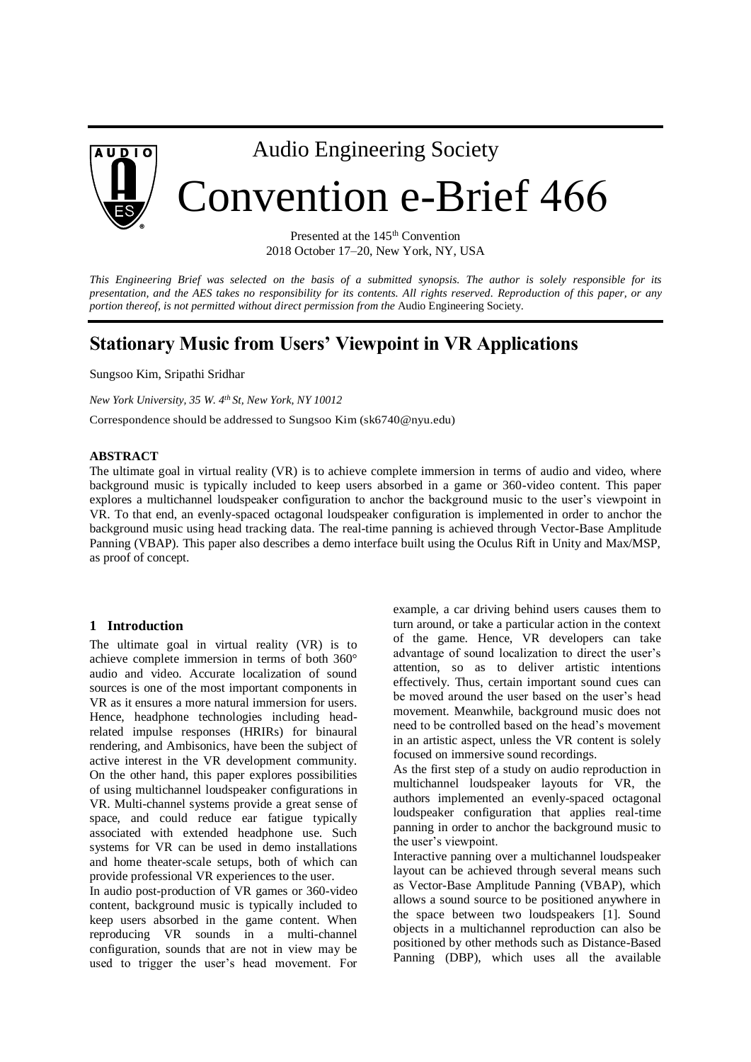# Audio Engineering Society

# Convention e-Brief 466

Presented at the 145th Convention
2018 October 17–20, New York, NY, USA

*This Engineering Brief was selected on the basis of a submitted synopsis. The author is solely responsible for its presentation, and the AES takes no responsibility for its contents. All rights reserved. Reproduction of this paper, or any portion thereof, is not permitted without direct permission from the* Audio Engineering Society.

## Stationary Music from Users' Viewpoint in VR Applications

Sungsoo Kim, Sripathi Sridhar

*New York University, 35 W. 4th St, New York, NY 10012*

Correspondence should be addressed to Sungsoo Kim (sk6740@nyu.edu)

### ABSTRACT

The ultimate goal in virtual reality (VR) is to achieve complete immersion in terms of audio and video, where background music is typically included to keep users absorbed in a game or 360-video content. This paper explores a multichannel loudspeaker configuration to anchor the background music to the user's viewpoint in VR. To that end, an evenly-spaced octagonal loudspeaker configuration is implemented in order to anchor the background music using head tracking data. The real-time panning is achieved through Vector-Base Amplitude Panning (VBAP). This paper also describes a demo interface built using the Oculus Rift in Unity and Max/MSP, as proof of concept.

### 1 Introduction

The ultimate goal in virtual reality (VR) is to achieve complete immersion in terms of both 360° audio and video. Accurate localization of sound sources is one of the most important components in VR as it ensures a more natural immersion for users. Hence, headphone technologies including head-related impulse responses (HRIRs) for binaural rendering, and Ambisonics, have been the subject of active interest in the VR development community. On the other hand, this paper explores possibilities of using multichannel loudspeaker configurations in VR. Multi-channel systems provide a great sense of space, and could reduce ear fatigue typically associated with extended headphone use. Such systems for VR can be used in demo installations and home theater-scale setups, both of which can provide professional VR experiences to the user.

In audio post-production of VR games or 360-video content, background music is typically included to keep users absorbed in the game content. When reproducing VR sounds in a multi-channel configuration, sounds that are not in view may be used to trigger the user's head movement. For example, a car driving behind users causes them to turn around, or take a particular action in the context of the game. Hence, VR developers can take advantage of sound localization to direct the user's attention, so as to deliver artistic intentions effectively. Thus, certain important sound cues can be moved around the user based on the user's head movement. Meanwhile, background music does not need to be controlled based on the head's movement in an artistic aspect, unless the VR content is solely focused on immersive sound recordings.

As the first step of a study on audio reproduction in multichannel loudspeaker layouts for VR, the authors implemented an evenly-spaced octagonal loudspeaker configuration that applies real-time panning in order to anchor the background music to the user's viewpoint.

Interactive panning over a multichannel loudspeaker layout can be achieved through several means such as Vector-Base Amplitude Panning (VBAP), which allows a sound source to be positioned anywhere in the space between two loudspeakers [1]. Sound objects in a multichannel reproduction can also be positioned by other methods such as Distance-Based Panning (DBP), which uses all the available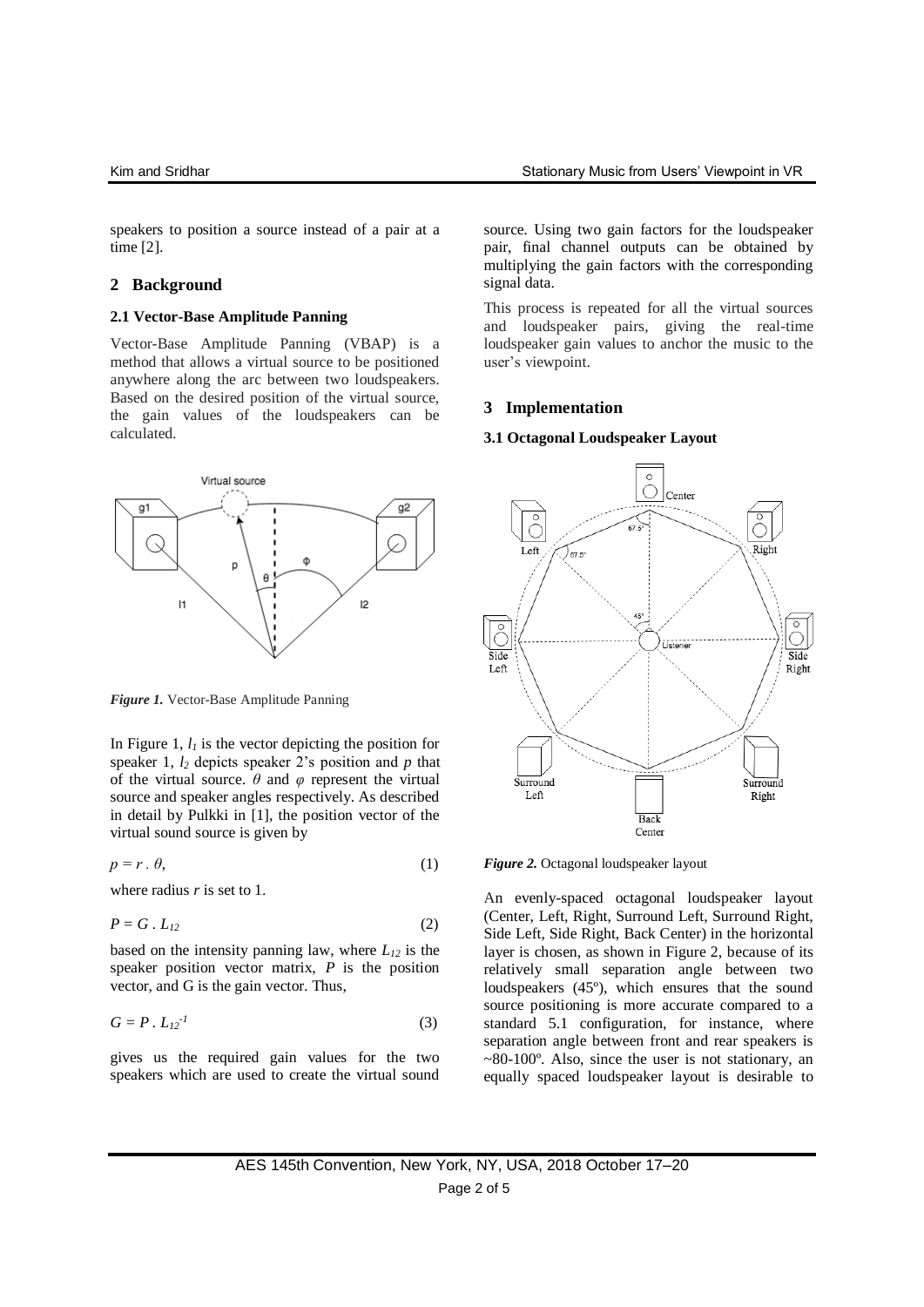speakers to position a source instead of a pair at a time [2].

## 2 Background

### 2.1 Vector-Base Amplitude Panning

Vector-Base Amplitude Panning (VBAP) is a method that allows a virtual source to be positioned anywhere along the arc between two loudspeakers. Based on the desired position of the virtual source, the gain values of the loudspeakers can be calculated.

***Figure 1.*** Vector-Base Amplitude Panning

In Figure 1, $l_1$ is the vector depicting the position for speaker 1, $l_2$ depicts speaker 2's position and $p$ that of the virtual source. $\theta$ and $\varphi$ represent the virtual source and speaker angles respectively. As described in detail by Pulkki in [1], the position vector of the virtual sound source is given by

$$p = r \,.\, \theta, \tag{1}$$

where radius $r$ is set to 1.

$$P = G \,.\, L_{12} \tag{2}$$

based on the intensity panning law, where $L_{12}$ is the speaker position vector matrix, $P$ is the position vector, and G is the gain vector. Thus,

$$G = P \,.\, L_{12}^{-1} \tag{3}$$

gives us the required gain values for the two speakers which are used to create the virtual sound source. Using two gain factors for the loudspeaker pair, final channel outputs can be obtained by multiplying the gain factors with the corresponding signal data.

This process is repeated for all the virtual sources and loudspeaker pairs, giving the real-time loudspeaker gain values to anchor the music to the user's viewpoint.

## 3 Implementation

### 3.1 Octagonal Loudspeaker Layout

***Figure 2.*** Octagonal loudspeaker layout

An evenly-spaced octagonal loudspeaker layout (Center, Left, Right, Surround Left, Surround Right, Side Left, Side Right, Back Center) in the horizontal layer is chosen, as shown in Figure 2, because of its relatively small separation angle between two loudspeakers (45º), which ensures that the sound source positioning is more accurate compared to a standard 5.1 configuration, for instance, where separation angle between front and rear speakers is ~80-100º. Also, since the user is not stationary, an equally spaced loudspeaker layout is desirable to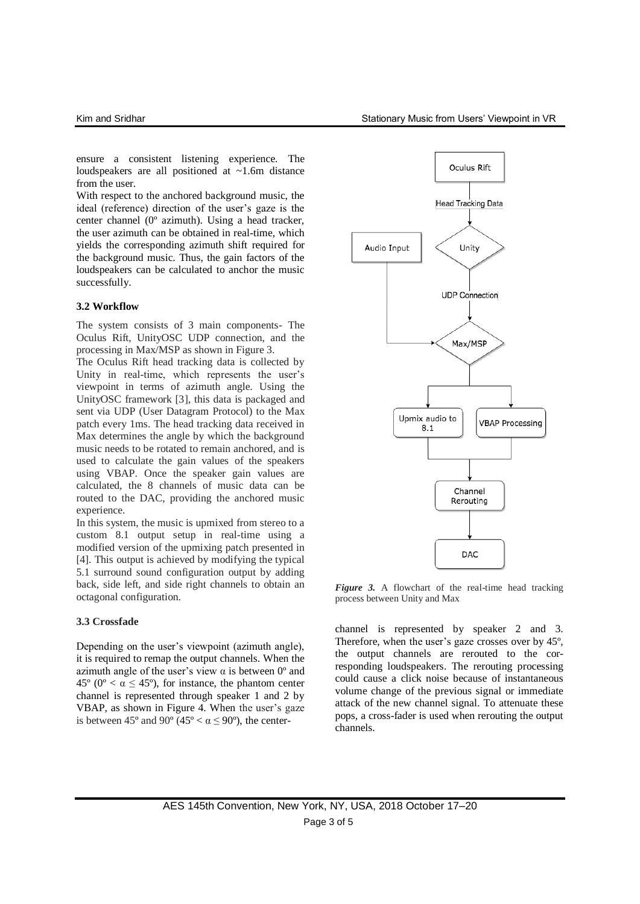ensure a consistent listening experience. The loudspeakers are all positioned at ~1.6m distance from the user.

With respect to the anchored background music, the ideal (reference) direction of the user's gaze is the center channel (0º azimuth). Using a head tracker, the user azimuth can be obtained in real-time, which yields the corresponding azimuth shift required for the background music. Thus, the gain factors of the loudspeakers can be calculated to anchor the music successfully.

### 3.2 Workflow

The system consists of 3 main components- The Oculus Rift, UnityOSC UDP connection, and the processing in Max/MSP as shown in Figure 3.

The Oculus Rift head tracking data is collected by Unity in real-time, which represents the user's viewpoint in terms of azimuth angle. Using the UnityOSC framework [3], this data is packaged and sent via UDP (User Datagram Protocol) to the Max patch every 1ms. The head tracking data received in Max determines the angle by which the background music needs to be rotated to remain anchored, and is used to calculate the gain values of the speakers using VBAP. Once the speaker gain values are calculated, the 8 channels of music data can be routed to the DAC, providing the anchored music experience.

In this system, the music is upmixed from stereo to a custom 8.1 output setup in real-time using a modified version of the upmixing patch presented in [4]. This output is achieved by modifying the typical 5.1 surround sound configuration output by adding back, side left, and side right channels to obtain an octagonal configuration.

### 3.3 Crossfade

Depending on the user's viewpoint (azimuth angle), it is required to remap the output channels. When the azimuth angle of the user's view $\alpha$ is between 0º and 45º ($0^\circ < \alpha \leq 45^\circ$), for instance, the phantom center channel is represented through speaker 1 and 2 by VBAP, as shown in Figure 4. When the user's gaze is between 45º and 90º ($45^\circ < \alpha \leq 90^\circ$), the center-channel is represented by speaker 2 and 3. Therefore, when the user's gaze crosses over by 45º, the output channels are rerouted to the corresponding loudspeakers. The rerouting processing could cause a click noise because of instantaneous volume change of the previous signal or immediate attack of the new channel signal. To attenuate these pops, a cross-fader is used when rerouting the output channels.

Oculus Rift → Head Tracking Data → Unity → UDP Connection → Max/MSP (with Audio Input) → Upmix audio to 8.1 / VBAP Processing → Channel Rerouting → DAC

***Figure 3.*** A flowchart of the real-time head tracking process between Unity and Max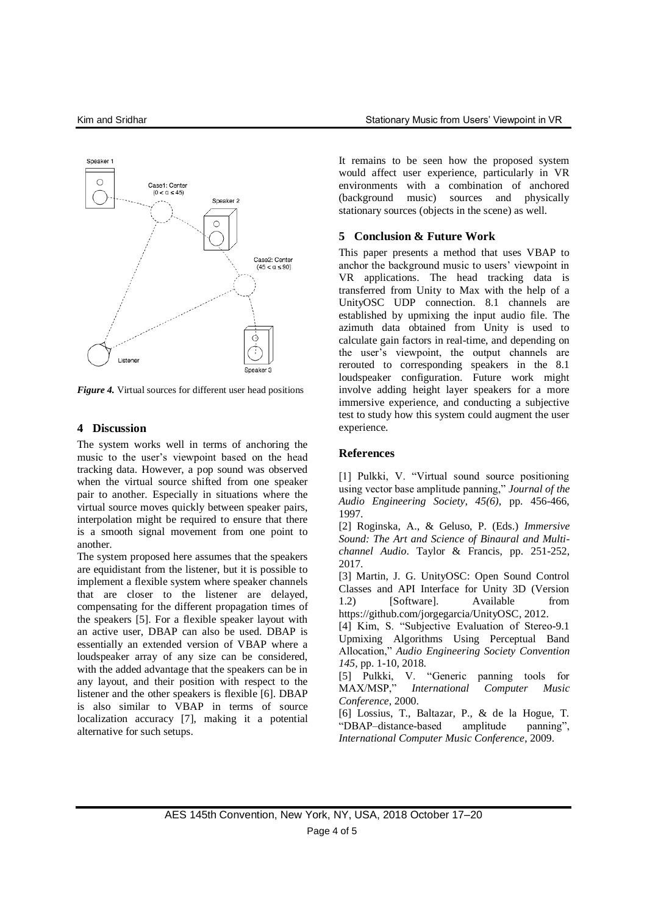*Figure 4.* Virtual sources for different user head positions

## 4 Discussion

The system works well in terms of anchoring the music to the user's viewpoint based on the head tracking data. However, a pop sound was observed when the virtual source shifted from one speaker pair to another. Especially in situations where the virtual source moves quickly between speaker pairs, interpolation might be required to ensure that there is a smooth signal movement from one point to another.

The system proposed here assumes that the speakers are equidistant from the listener, but it is possible to implement a flexible system where speaker channels that are closer to the listener are delayed, compensating for the different propagation times of the speakers [5]. For a flexible speaker layout with an active user, DBAP can also be used. DBAP is essentially an extended version of VBAP where a loudspeaker array of any size can be considered, with the added advantage that the speakers can be in any layout, and their position with respect to the listener and the other speakers is flexible [6]. DBAP is also similar to VBAP in terms of source localization accuracy [7], making it a potential alternative for such setups.

It remains to be seen how the proposed system would affect user experience, particularly in VR environments with a combination of anchored (background music) sources and physically stationary sources (objects in the scene) as well.

## 5 Conclusion & Future Work

This paper presents a method that uses VBAP to anchor the background music to users' viewpoint in VR applications. The head tracking data is transferred from Unity to Max with the help of a UnityOSC UDP connection. 8.1 channels are established by upmixing the input audio file. The azimuth data obtained from Unity is used to calculate gain factors in real-time, and depending on the user's viewpoint, the output channels are rerouted to corresponding speakers in the 8.1 loudspeaker configuration. Future work might involve adding height layer speakers for a more immersive experience, and conducting a subjective test to study how this system could augment the user experience.

## References

[1] Pulkki, V. "Virtual sound source positioning using vector base amplitude panning," *Journal of the Audio Engineering Society*, *45(6)*, pp. 456-466, 1997.

[2] Roginska, A., & Geluso, P. (Eds.) *Immersive Sound: The Art and Science of Binaural and Multi-channel Audio*. Taylor & Francis, pp. 251-252, 2017.

[3] Martin, J. G. UnityOSC: Open Sound Control Classes and API Interface for Unity 3D (Version 1.2) [Software]. Available from https://github.com/jorgegarcia/UnityOSC, 2012.

[4] Kim, S. "Subjective Evaluation of Stereo-9.1 Upmixing Algorithms Using Perceptual Band Allocation," *Audio Engineering Society Convention 145*, pp. 1-10, 2018.

[5] Pulkki, V. "Generic panning tools for MAX/MSP," *International Computer Music Conference*, 2000.

[6] Lossius, T., Baltazar, P., & de la Hogue, T. "DBAP–distance-based amplitude panning", *International Computer Music Conference*, 2009.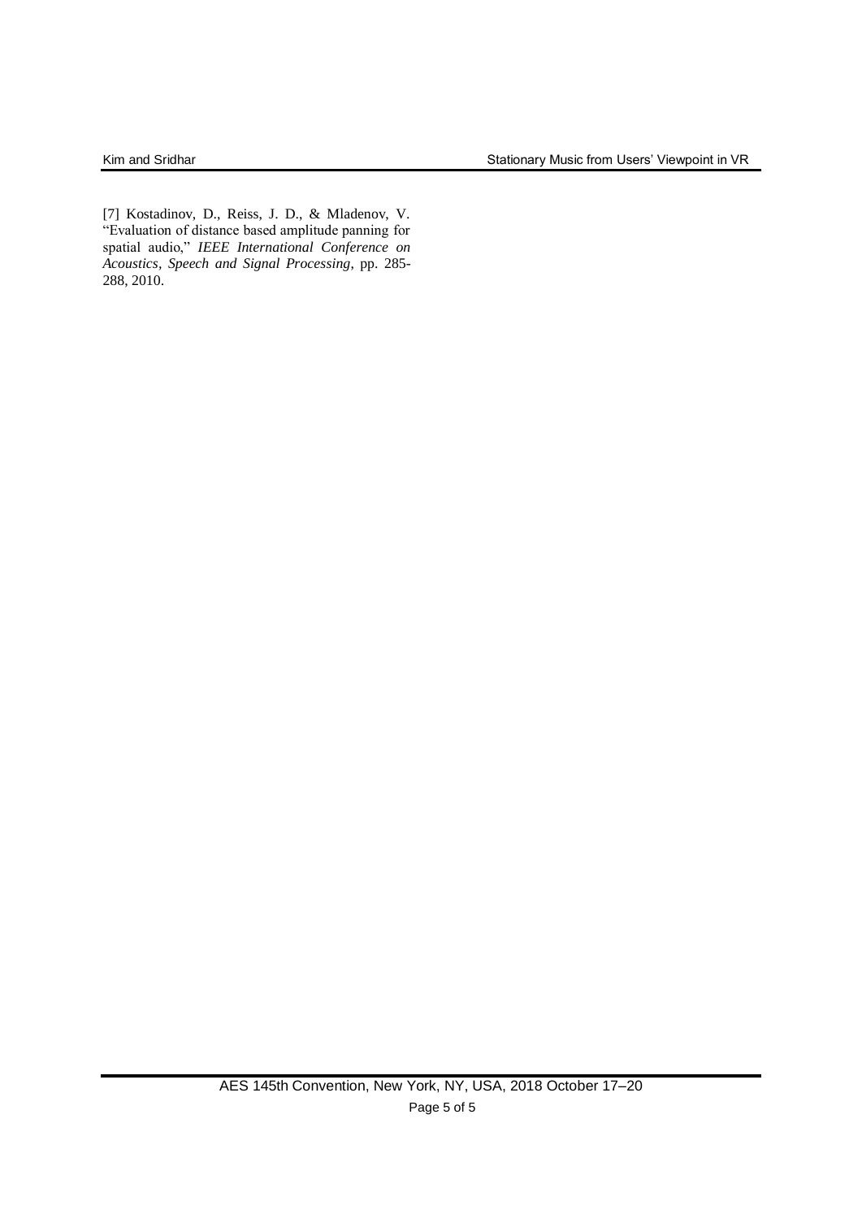[7] Kostadinov, D., Reiss, J. D., & Mladenov, V. "Evaluation of distance based amplitude panning for spatial audio," *IEEE International Conference on Acoustics, Speech and Signal Processing*, pp. 285-288, 2010.